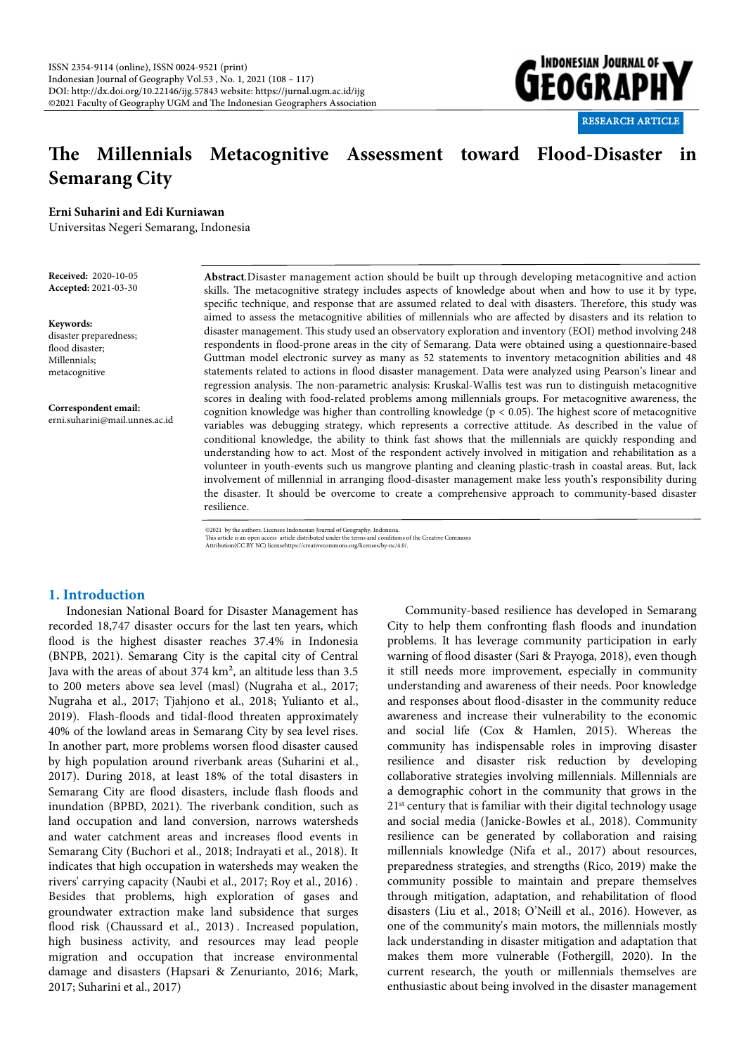ISSN 2354-9114 (online), ISSN 0024-9521 (print)
Indonesian Journal of Geography Vol.53 , No. 1, 2021 (108 – 117)
DOI: http://dx.doi.org/10.22146/ijg.57843 website: https://jurnal.ugm.ac.id/ijg
©2021 Faculty of Geography UGM and The Indonesian Geographers Association

RESEARCH ARTICLE

# The Millennials Metacognitive Assessment toward Flood-Disaster in Semarang City

**Erni Suharini and Edi Kurniawan**
Universitas Negeri Semarang, Indonesia

**Received:** 2020-10-05
**Accepted:** 2021-03-30

**Keywords:**
disaster preparedness; flood disaster; Millennials; metacognitive

**Correspondent email:**
erni.suharini@mail.unnes.ac.id

**Abstract**.Disaster management action should be built up through developing metacognitive and action skills. The metacognitive strategy includes aspects of knowledge about when and how to use it by type, specific technique, and response that are assumed related to deal with disasters. Therefore, this study was aimed to assess the metacognitive abilities of millennials who are affected by disasters and its relation to disaster management. This study used an observatory exploration and inventory (EOI) method involving 248 respondents in flood-prone areas in the city of Semarang. Data were obtained using a questionnaire-based Guttman model electronic survey as many as 52 statements to inventory metacognition abilities and 48 statements related to actions in flood disaster management. Data were analyzed using Pearson's linear and regression analysis. The non-parametric analysis: Kruskal-Wallis test was run to distinguish metacognitive scores in dealing with food-related problems among millennials groups. For metacognitive awareness, the cognition knowledge was higher than controlling knowledge ($p < 0.05$). The highest score of metacognitive variables was debugging strategy, which represents a corrective attitude. As described in the value of conditional knowledge, the ability to think fast shows that the millennials are quickly responding and understanding how to act. Most of the respondent actively involved in mitigation and rehabilitation as a volunteer in youth-events such us mangrove planting and cleaning plastic-trash in coastal areas. But, lack involvement of millennial in arranging flood-disaster management make less youth's responsibility during the disaster. It should be overcome to create a comprehensive approach to community-based disaster resilience.

©2021 by the authors. Licensee Indonesian Journal of Geography, Indonesia.
This article is an open access article distributed under the terms and conditions of the Creative Commons Attribution(CC BY NC) licensehttps://creativecommons.org/licenses/by-nc/4.0/.

## 1. Introduction

Indonesian National Board for Disaster Management has recorded 18,747 disaster occurs for the last ten years, which flood is the highest disaster reaches 37.4% in Indonesia (BNPB, 2021). Semarang City is the capital city of Central Java with the areas of about 374 km², an altitude less than 3.5 to 200 meters above sea level (masl) (Nugraha et al., 2017; Nugraha et al., 2017; Tjahjono et al., 2018; Yulianto et al., 2019). Flash-floods and tidal-flood threaten approximately 40% of the lowland areas in Semarang City by sea level rises. In another part, more problems worsen flood disaster caused by high population around riverbank areas (Suharini et al., 2017). During 2018, at least 18% of the total disasters in Semarang City are flood disasters, include flash floods and inundation (BPBD, 2021). The riverbank condition, such as land occupation and land conversion, narrows watersheds and water catchment areas and increases flood events in Semarang City (Buchori et al., 2018; Indrayati et al., 2018). It indicates that high occupation in watersheds may weaken the rivers' carrying capacity (Naubi et al., 2017; Roy et al., 2016) . Besides that problems, high exploration of gases and groundwater extraction make land subsidence that surges flood risk (Chaussard et al., 2013) . Increased population, high business activity, and resources may lead people migration and occupation that increase environmental damage and disasters (Hapsari & Zenurianto, 2016; Mark, 2017; Suharini et al., 2017)

Community-based resilience has developed in Semarang City to help them confronting flash floods and inundation problems. It has leverage community participation in early warning of flood disaster (Sari & Prayoga, 2018), even though it still needs more improvement, especially in community understanding and awareness of their needs. Poor knowledge and responses about flood-disaster in the community reduce awareness and increase their vulnerability to the economic and social life (Cox & Hamlen, 2015). Whereas the community has indispensable roles in improving disaster resilience and disaster risk reduction by developing collaborative strategies involving millennials. Millennials are a demographic cohort in the community that grows in the 21st century that is familiar with their digital technology usage and social media (Janicke-Bowles et al., 2018). Community resilience can be generated by collaboration and raising millennials knowledge (Nifa et al., 2017) about resources, preparedness strategies, and strengths (Rico, 2019) make the community possible to maintain and prepare themselves through mitigation, adaptation, and rehabilitation of flood disasters (Liu et al., 2018; O'Neill et al., 2016). However, as one of the community's main motors, the millennials mostly lack understanding in disaster mitigation and adaptation that makes them more vulnerable (Fothergill, 2020). In the current research, the youth or millennials themselves are enthusiastic about being involved in the disaster management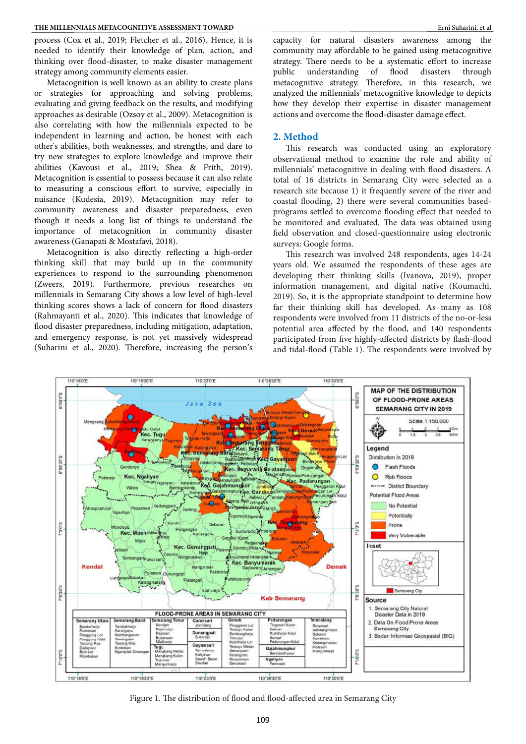process (Cox et al., 2019; Fletcher et al., 2016). Hence, it is needed to identify their knowledge of plan, action, and thinking over flood-disaster, to make disaster management strategy among community elements easier.

Metacognition is well known as an ability to create plans or strategies for approaching and solving problems, evaluating and giving feedback on the results, and modifying approaches as desirable (Ozsoy et al., 2009). Metacognition is also correlating with how the millennials expected to be independent in learning and action, be honest with each other's abilities, both weaknesses, and strengths, and dare to try new strategies to explore knowledge and improve their abilities (Kavousi et al., 2019; Shea & Frith, 2019). Metacognition is essential to possess because it can also relate to measuring a conscious effort to survive, especially in nuisance (Kudesia, 2019). Metacognition may refer to community awareness and disaster preparedness, even though it needs a long list of things to understand the importance of metacognition in community disaster awareness (Ganapati & Mostafavi, 2018).

Metacognition is also directly reflecting a high-order thinking skill that may build up in the community experiences to respond to the surrounding phenomenon (Zweers, 2019). Furthermore, previous researches on millennials in Semarang City shows a low level of high-level thinking scores shows a lack of concern for flood disasters (Rahmayanti et al., 2020). This indicates that knowledge of flood disaster preparedness, including mitigation, adaptation, and emergency response, is not yet massively widespread (Suharini et al., 2020). Therefore, increasing the person's capacity for natural disasters awareness among the community may affordable to be gained using metacognitive strategy. There needs to be a systematic effort to increase public understanding of flood disasters through metacognitive strategy. Therefore, in this research, we analyzed the millennials' metacognitive knowledge to depicts how they develop their expertise in disaster management actions and overcome the flood-disaster damage effect.

## 2. Method

This research was conducted using an exploratory observational method to examine the role and ability of millennials' metacognitive in dealing with flood disasters. A total of 16 districts in Semarang City were selected as a research site because 1) it frequently severe of the river and coastal flooding, 2) there were several communities based-programs settled to overcome flooding effect that needed to be monitored and evaluated. The data was obtained using field observation and closed-questionnaire using electronic surveys: Google forms.

This research was involved 248 respondents, ages 14-24 years old. We assumed the respondents of these ages are developing their thinking skills (Ivanova, 2019), proper information management, and digital native (Koumachi, 2019). So, it is the appropriate standpoint to determine how far their thinking skill has developed. As many as 108 respondents were involved from 11 districts of the no-or-less potential area affected by the flood, and 140 respondents participated from five highly-affected districts by flash-flood and tidal-flood (Table 1). The respondents were involved by

Figure 1. The distribution of flood and flood-affected area in Semarang City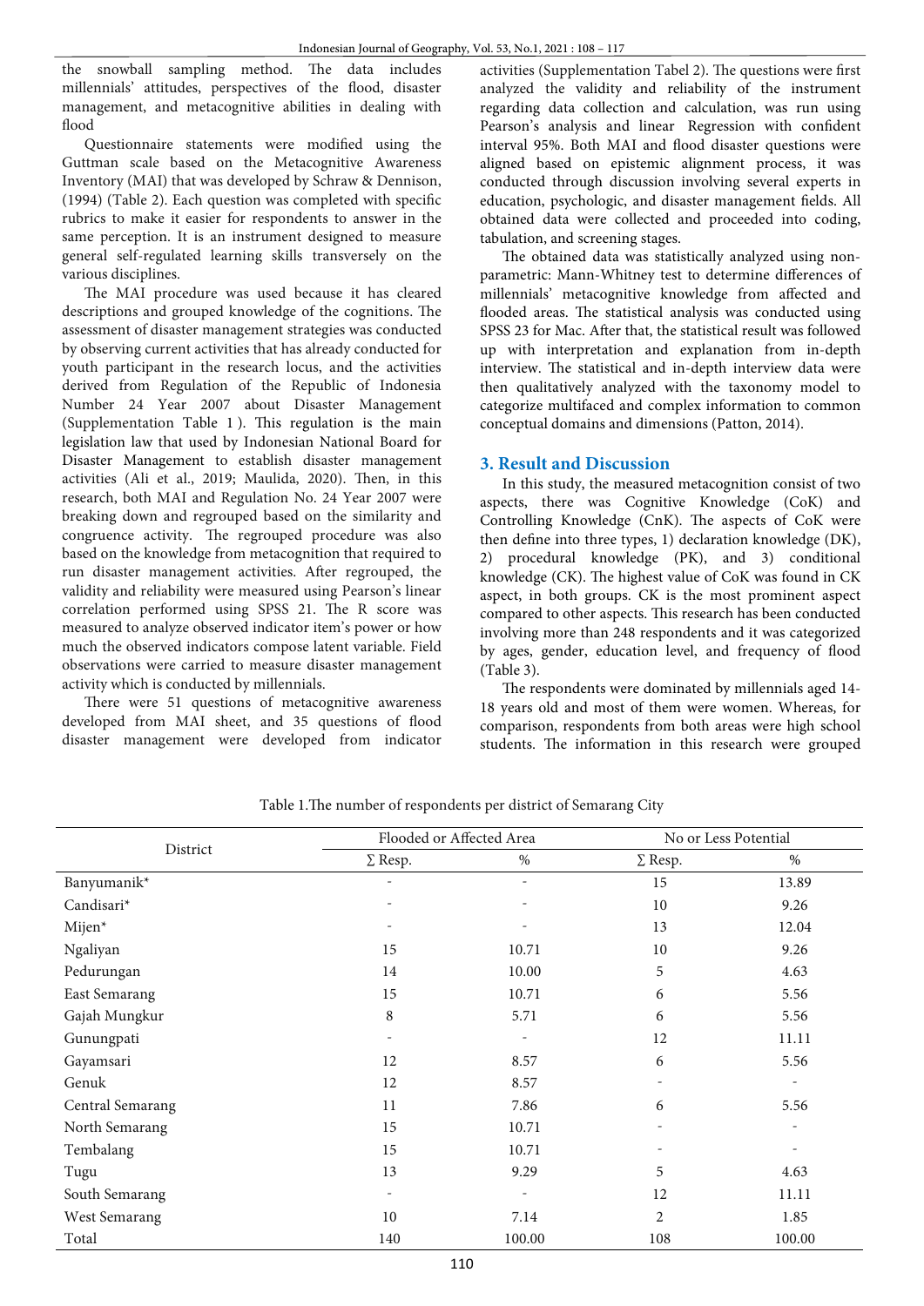the snowball sampling method. The data includes millennials' attitudes, perspectives of the flood, disaster management, and metacognitive abilities in dealing with flood

Questionnaire statements were modified using the Guttman scale based on the Metacognitive Awareness Inventory (MAI) that was developed by Schraw & Dennison, (1994) (Table 2). Each question was completed with specific rubrics to make it easier for respondents to answer in the same perception. It is an instrument designed to measure general self-regulated learning skills transversely on the various disciplines.

The MAI procedure was used because it has cleared descriptions and grouped knowledge of the cognitions. The assessment of disaster management strategies was conducted by observing current activities that has already conducted for youth participant in the research locus, and the activities derived from Regulation of the Republic of Indonesia Number 24 Year 2007 about Disaster Management (Supplementation Table 1 ). This regulation is the main legislation law that used by Indonesian National Board for Disaster Management to establish disaster management activities (Ali et al., 2019; Maulida, 2020). Then, in this research, both MAI and Regulation No. 24 Year 2007 were breaking down and regrouped based on the similarity and congruence activity. The regrouped procedure was also based on the knowledge from metacognition that required to run disaster management activities. After regrouped, the validity and reliability were measured using Pearson's linear correlation performed using SPSS 21. The R score was measured to analyze observed indicator item's power or how much the observed indicators compose latent variable. Field observations were carried to measure disaster management activity which is conducted by millennials.

There were 51 questions of metacognitive awareness developed from MAI sheet, and 35 questions of flood disaster management were developed from indicator activities (Supplementation Tabel 2). The questions were first analyzed the validity and reliability of the instrument regarding data collection and calculation, was run using Pearson's analysis and linear Regression with confident interval 95%. Both MAI and flood disaster questions were aligned based on epistemic alignment process, it was conducted through discussion involving several experts in education, psychologic, and disaster management fields. All obtained data were collected and proceeded into coding, tabulation, and screening stages.

The obtained data was statistically analyzed using non-parametric: Mann-Whitney test to determine differences of millennials' metacognitive knowledge from affected and flooded areas. The statistical analysis was conducted using SPSS 23 for Mac. After that, the statistical result was followed up with interpretation and explanation from in-depth interview. The statistical and in-depth interview data were then qualitatively analyzed with the taxonomy model to categorize multifaced and complex information to common conceptual domains and dimensions (Patton, 2014).

## 3. Result and Discussion

In this study, the measured metacognition consist of two aspects, there was Cognitive Knowledge (CoK) and Controlling Knowledge (CnK). The aspects of CoK were then define into three types, 1) declaration knowledge (DK), 2) procedural knowledge (PK), and 3) conditional knowledge (CK). The highest value of CoK was found in CK aspect, in both groups. CK is the most prominent aspect compared to other aspects. This research has been conducted involving more than 248 respondents and it was categorized by ages, gender, education level, and frequency of flood (Table 3).

The respondents were dominated by millennials aged 14-18 years old and most of them were women. Whereas, for comparison, respondents from both areas were high school students. The information in this research were grouped

Table 1.The number of respondents per district of Semarang City

| District | Flooded or Affected Area | | No or Less Potential | |
|---|---|---|---|---|
| | ∑ Resp. | % | ∑ Resp. | % |
| Banyumanik* | - | - | 15 | 13.89 |
| Candisari* | - | - | 10 | 9.26 |
| Mijen* | - | - | 13 | 12.04 |
| Ngaliyan | 15 | 10.71 | 10 | 9.26 |
| Pedurungan | 14 | 10.00 | 5 | 4.63 |
| East Semarang | 15 | 10.71 | 6 | 5.56 |
| Gajah Mungkur | 8 | 5.71 | 6 | 5.56 |
| Gunungpati | - | - | 12 | 11.11 |
| Gayamsari | 12 | 8.57 | 6 | 5.56 |
| Genuk | 12 | 8.57 | - | - |
| Central Semarang | 11 | 7.86 | 6 | 5.56 |
| North Semarang | 15 | 10.71 | - | - |
| Tembalang | 15 | 10.71 | - | - |
| Tugu | 13 | 9.29 | 5 | 4.63 |
| South Semarang | - | - | 12 | 11.11 |
| West Semarang | 10 | 7.14 | 2 | 1.85 |
| Total | 140 | 100.00 | 108 | 100.00 |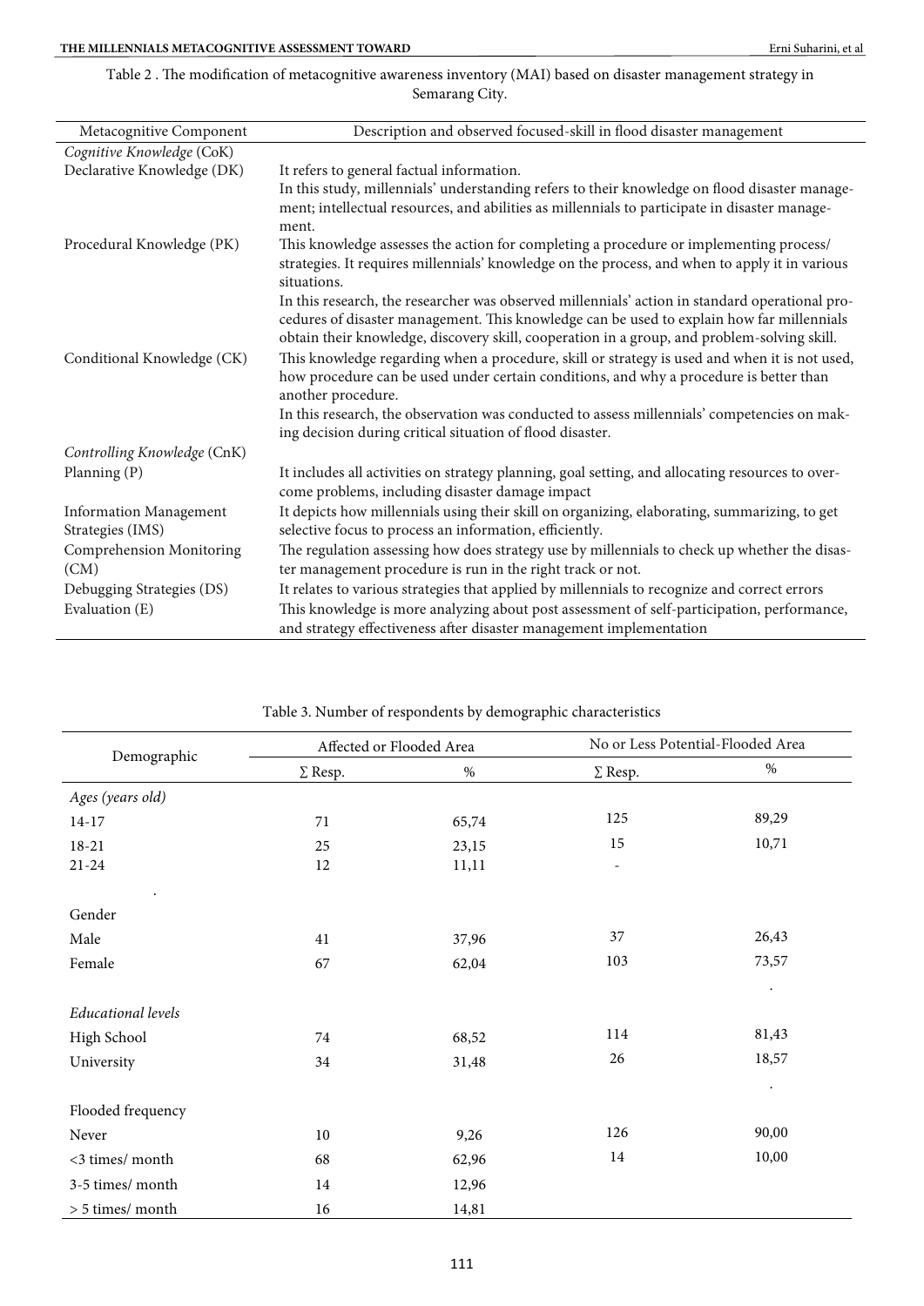Table 2 . The modification of metacognitive awareness inventory (MAI) based on disaster management strategy in Semarang City.

| Metacognitive Component | Description and observed focused-skill in flood disaster management |
|---|---|
| *Cognitive Knowledge* (CoK) | |
| Declarative Knowledge (DK) | It refers to general factual information. In this study, millennials' understanding refers to their knowledge on flood disaster management; intellectual resources, and abilities as millennials to participate in disaster management. |
| Procedural Knowledge (PK) | This knowledge assesses the action for completing a procedure or implementing process/ strategies. It requires millennials' knowledge on the process, and when to apply it in various situations. In this research, the researcher was observed millennials' action in standard operational procedures of disaster management. This knowledge can be used to explain how far millennials obtain their knowledge, discovery skill, cooperation in a group, and problem-solving skill. |
| Conditional Knowledge (CK) | This knowledge regarding when a procedure, skill or strategy is used and when it is not used, how procedure can be used under certain conditions, and why a procedure is better than another procedure. In this research, the observation was conducted to assess millennials' competencies on making decision during critical situation of flood disaster. |
| *Controlling Knowledge* (CnK) | |
| Planning (P) | It includes all activities on strategy planning, goal setting, and allocating resources to overcome problems, including disaster damage impact |
| Information Management Strategies (IMS) | It depicts how millennials using their skill on organizing, elaborating, summarizing, to get selective focus to process an information, efficiently. |
| Comprehension Monitoring (CM) | The regulation assessing how does strategy use by millennials to check up whether the disaster management procedure is run in the right track or not. |
| Debugging Strategies (DS) | It relates to various strategies that applied by millennials to recognize and correct errors |
| Evaluation (E) | This knowledge is more analyzing about post assessment of self-participation, performance, and strategy effectiveness after disaster management implementation |

Table 3. Number of respondents by demographic characteristics

| Demographic | Affected or Flooded Area | | No or Less Potential-Flooded Area | |
|---|---|---|---|---|
| | ∑ Resp. | % | ∑ Resp. | % |
| *Ages (years old)* | | | | |
| 14-17 | 71 | 65,74 | 125 | 89,29 |
| 18-21 | 25 | 23,15 | 15 | 10,71 |
| 21-24 | 12 | 11,11 | - | |
| Gender | | | | |
| Male | 41 | 37,96 | 37 | 26,43 |
| Female | 67 | 62,04 | 103 | 73,57 |
| *Educational levels* | | | | |
| High School | 74 | 68,52 | 114 | 81,43 |
| University | 34 | 31,48 | 26 | 18,57 |
| Flooded frequency | | | | |
| Never | 10 | 9,26 | 126 | 90,00 |
| <3 times/ month | 68 | 62,96 | 14 | 10,00 |
| 3-5 times/ month | 14 | 12,96 | | |
| > 5 times/ month | 16 | 14,81 | | |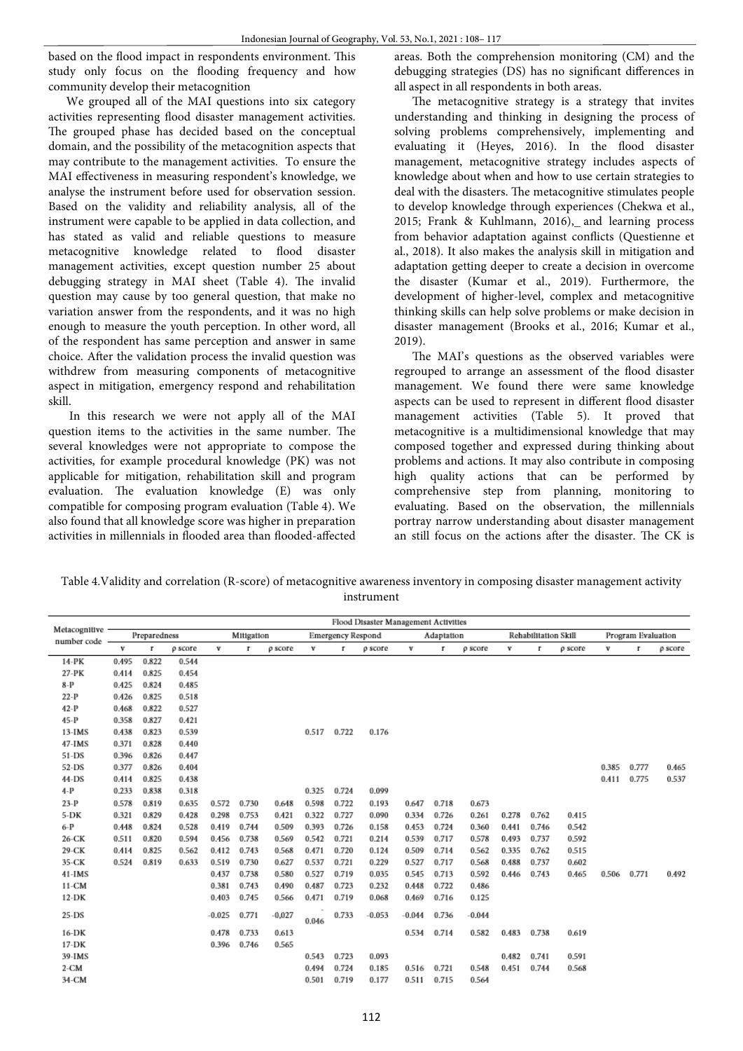based on the flood impact in respondents environment. This study only focus on the flooding frequency and how community develop their metacognition

We grouped all of the MAI questions into six category activities representing flood disaster management activities. The grouped phase has decided based on the conceptual domain, and the possibility of the metacognition aspects that may contribute to the management activities. To ensure the MAI effectiveness in measuring respondent's knowledge, we analyse the instrument before used for observation session. Based on the validity and reliability analysis, all of the instrument were capable to be applied in data collection, and has stated as valid and reliable questions to measure metacognitive knowledge related to flood disaster management activities, except question number 25 about debugging strategy in MAI sheet (Table 4). The invalid question may cause by too general question, that make no variation answer from the respondents, and it was no high enough to measure the youth perception. In other word, all of the respondent has same perception and answer in same choice. After the validation process the invalid question was withdrew from measuring components of metacognitive aspect in mitigation, emergency respond and rehabilitation skill.

In this research we were not apply all of the MAI question items to the activities in the same number. The several knowledges were not appropriate to compose the activities, for example procedural knowledge (PK) was not applicable for mitigation, rehabilitation skill and program evaluation. The evaluation knowledge (E) was only compatible for composing program evaluation (Table 4). We also found that all knowledge score was higher in preparation activities in millennials in flooded area than flooded-affected areas. Both the comprehension monitoring (CM) and the debugging strategies (DS) has no significant differences in all aspect in all respondents in both areas.

The metacognitive strategy is a strategy that invites understanding and thinking in designing the process of solving problems comprehensively, implementing and evaluating it (Heyes, 2016). In the flood disaster management, metacognitive strategy includes aspects of knowledge about when and how to use certain strategies to deal with the disasters. The metacognitive stimulates people to develop knowledge through experiences (Chekwa et al., 2015; Frank & Kuhlmann, 2016),_ and learning process from behavior adaptation against conflicts (Questienne et al., 2018). It also makes the analysis skill in mitigation and adaptation getting deeper to create a decision in overcome the disaster (Kumar et al., 2019). Furthermore, the development of higher-level, complex and metacognitive thinking skills can help solve problems or make decision in disaster management (Brooks et al., 2016; Kumar et al., 2019).

The MAI's questions as the observed variables were regrouped to arrange an assessment of the flood disaster management. We found there were same knowledge aspects can be used to represent in different flood disaster management activities (Table 5). It proved that metacognitive is a multidimensional knowledge that may composed together and expressed during thinking about problems and actions. It may also contribute in composing high quality actions that can be performed by comprehensive step from planning, monitoring to evaluating. Based on the observation, the millennials portray narrow understanding about disaster management an still focus on the actions after the disaster. The CK is

Table 4.Validity and correlation (R-score) of metacognitive awareness inventory in composing disaster management activity instrument

| Metacognitive number code | Flood Disaster Management Activities | | | | | | | | | | | | | | | | | |
|---|---|---|---|---|---|---|---|---|---|---|---|---|---|---|---|---|---|---|
| | Preparedness | | | Mitigation | | | Emergency Respond | | | Adaptation | | | Rehabilitation Skill | | | Program Evaluation | | |
| | v | r | ρ score | v | r | ρ score | v | r | ρ score | v | r | ρ score | v | r | ρ score | v | r | ρ score |
| 14-PK | 0.495 | 0.822 | 0.544 | | | | | | | | | | | | | | | |
| 27-PK | 0.414 | 0.825 | 0.454 | | | | | | | | | | | | | | | |
| 8-P | 0.425 | 0.824 | 0.485 | | | | | | | | | | | | | | | |
| 22-P | 0.426 | 0.825 | 0.518 | | | | | | | | | | | | | | | |
| 42-P | 0.468 | 0.822 | 0.527 | | | | | | | | | | | | | | | |
| 45-P | 0.358 | 0.827 | 0.421 | | | | | | | | | | | | | | | |
| 13-IMS | 0.438 | 0.823 | 0.539 | | | | 0.517 | 0.722 | 0.176 | | | | | | | | | |
| 47-IMS | 0.371 | 0.828 | 0.440 | | | | | | | | | | | | | | | |
| 51-DS | 0.396 | 0.826 | 0.447 | | | | | | | | | | | | | | | |
| 52-DS | 0.377 | 0.826 | 0.404 | | | | | | | | | | | | | 0.385 | 0.777 | 0.465 |
| 44-DS | 0.414 | 0.825 | 0.438 | | | | | | | | | | | | | 0.411 | 0.775 | 0.537 |
| 4-P | 0.233 | 0.838 | 0.318 | | | | 0.325 | 0.724 | 0.099 | | | | | | | | | |
| 23-P | 0.578 | 0.819 | 0.635 | 0.572 | 0.730 | 0.648 | 0.598 | 0.722 | 0.193 | 0.647 | 0.718 | 0.673 | | | | | | |
| 5-DK | 0.321 | 0.829 | 0.428 | 0.298 | 0.753 | 0.421 | 0.322 | 0.727 | 0.090 | 0.334 | 0.726 | 0.261 | 0.278 | 0.762 | 0.415 | | | |
| 6-P | 0.448 | 0.824 | 0.528 | 0.419 | 0.744 | 0.509 | 0.393 | 0.726 | 0.158 | 0.453 | 0.724 | 0.360 | 0.441 | 0.746 | 0.542 | | | |
| 26-CK | 0.511 | 0.820 | 0.594 | 0.456 | 0.738 | 0.569 | 0.542 | 0.721 | 0.214 | 0.539 | 0.717 | 0.578 | 0.493 | 0.737 | 0.592 | | | |
| 29-CK | 0.414 | 0.825 | 0.562 | 0.412 | 0.743 | 0.568 | 0.471 | 0.720 | 0.124 | 0.509 | 0.714 | 0.562 | 0.335 | 0.762 | 0.515 | | | |
| 35-CK | 0.524 | 0.819 | 0.633 | 0.519 | 0.730 | 0.627 | 0.537 | 0.721 | 0.229 | 0.527 | 0.717 | 0.568 | 0.488 | 0.737 | 0.602 | | | |
| 41-IMS | | | | 0.437 | 0.738 | 0.580 | 0.527 | 0.719 | 0.035 | 0.545 | 0.713 | 0.592 | 0.446 | 0.743 | 0.465 | 0.506 | 0.771 | 0.492 |
| 11-CM | | | | 0.381 | 0.743 | 0.490 | 0.487 | 0.723 | 0.232 | 0.448 | 0.722 | 0.486 | | | | | | |
| 12-DK | | | | 0.403 | 0.745 | 0.566 | 0.471 | 0.719 | 0.068 | 0.469 | 0.716 | 0.125 | | | | | | |
| 25-DS | | | | -0.025 | 0.771 | -0,027 | -0.046 | 0.733 | -0.053 | -0.044 | 0.736 | -0.044 | | | | | | |
| 16-DK | | | | 0.478 | 0.733 | 0.613 | | | | 0.534 | 0.714 | 0.582 | 0.483 | 0.738 | 0.619 | | | |
| 17-DK | | | | 0.396 | 0.746 | 0.565 | | | | | | | | | | | | |
| 39-IMS | | | | | | | 0.543 | 0.723 | 0.093 | | | | 0.482 | 0.741 | 0.591 | | | |
| 2-CM | | | | | | | 0.494 | 0.724 | 0.185 | 0.516 | 0.721 | 0.548 | 0.451 | 0.744 | 0.568 | | | |
| 34-CM | | | | | | | 0.501 | 0.719 | 0.177 | 0.511 | 0.715 | 0.564 | | | | | | |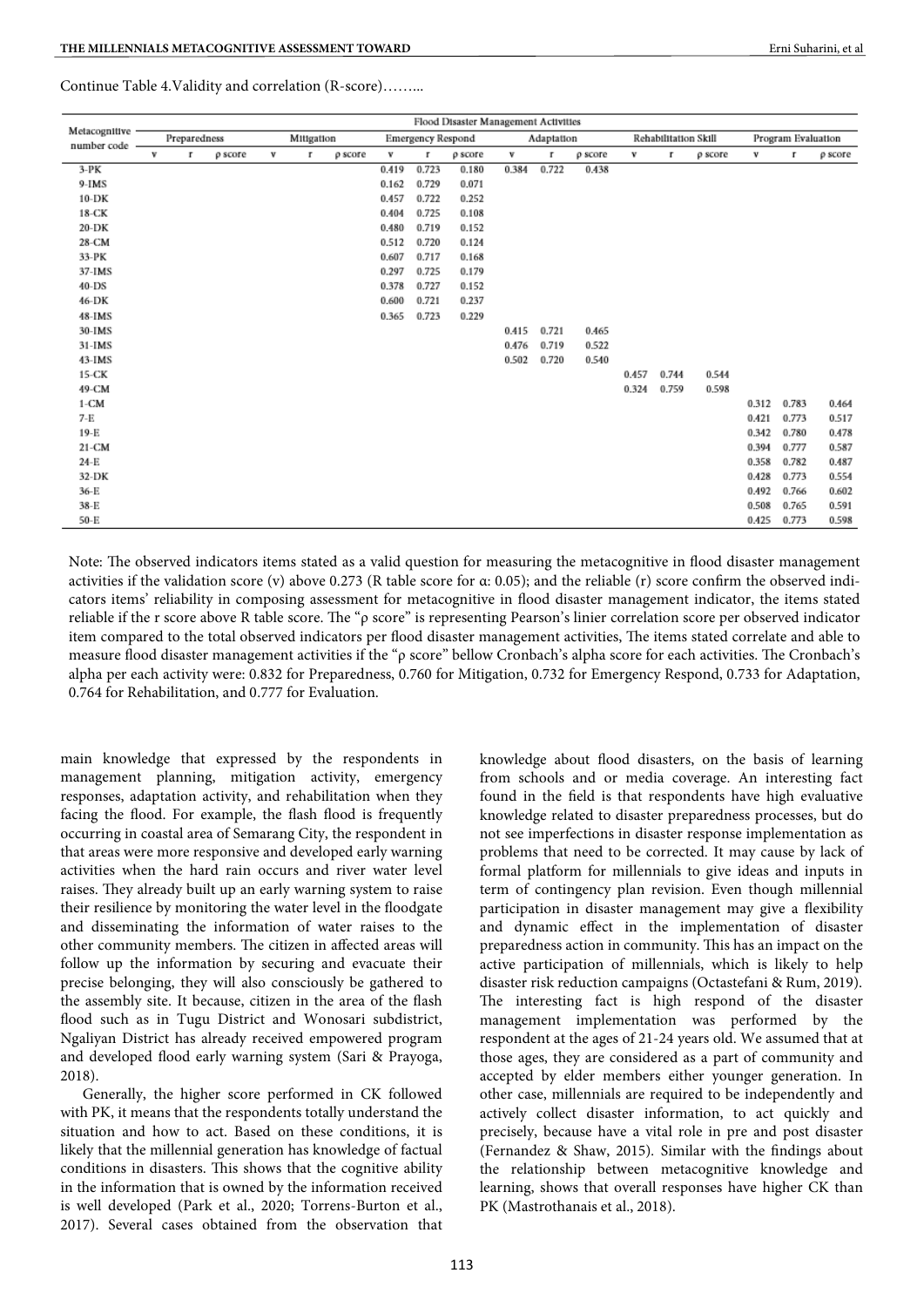Continue Table 4. Validity and correlation (R-score)……..

| Metacognitive number code | Flood Disaster Management Activities | | | | | | | | | | | | | | | | | |
|---|---|---|---|---|---|---|---|---|---|---|---|---|---|---|---|---|---|---|
| | Preparedness | | | Mitigation | | | Emergency Respond | | | Adaptation | | | Rehabilitation Skill | | | Program Evaluation | | |
| | v | r | ρ score | v | r | ρ score | v | r | ρ score | v | r | ρ score | v | r | ρ score | v | r | ρ score |
| 3-PK | | | | | | | 0.419 | 0.723 | 0.180 | 0.384 | 0.722 | 0.438 | | | | | | |
| 9-IMS | | | | | | | 0.162 | 0.729 | 0.071 | | | | | | | | | |
| 10-DK | | | | | | | 0.457 | 0.722 | 0.252 | | | | | | | | | |
| 18-CK | | | | | | | 0.404 | 0.725 | 0.108 | | | | | | | | | |
| 20-DK | | | | | | | 0.480 | 0.719 | 0.152 | | | | | | | | | |
| 28-CM | | | | | | | 0.512 | 0.720 | 0.124 | | | | | | | | | |
| 33-PK | | | | | | | 0.607 | 0.717 | 0.168 | | | | | | | | | |
| 37-IMS | | | | | | | 0.297 | 0.725 | 0.179 | | | | | | | | | |
| 40-DS | | | | | | | 0.378 | 0.727 | 0.152 | | | | | | | | | |
| 46-DK | | | | | | | 0.600 | 0.721 | 0.237 | | | | | | | | | |
| 48-IMS | | | | | | | 0.365 | 0.723 | 0.229 | | | | | | | | | |
| 30-IMS | | | | | | | | | | 0.415 | 0.721 | 0.465 | | | | | | |
| 31-IMS | | | | | | | | | | 0.476 | 0.719 | 0.522 | | | | | | |
| 43-IMS | | | | | | | | | | 0.502 | 0.720 | 0.540 | | | | | | |
| 15-CK | | | | | | | | | | | | | 0.457 | 0.744 | 0.544 | | | |
| 49-CM | | | | | | | | | | | | | 0.324 | 0.759 | 0.598 | | | |
| 1-CM | | | | | | | | | | | | | | | | 0.312 | 0.783 | 0.464 |
| 7-E | | | | | | | | | | | | | | | | 0.421 | 0.773 | 0.517 |
| 19-E | | | | | | | | | | | | | | | | 0.342 | 0.780 | 0.478 |
| 21-CM | | | | | | | | | | | | | | | | 0.394 | 0.777 | 0.587 |
| 24-E | | | | | | | | | | | | | | | | 0.358 | 0.782 | 0.487 |
| 32-DK | | | | | | | | | | | | | | | | 0.428 | 0.773 | 0.554 |
| 36-E | | | | | | | | | | | | | | | | 0.492 | 0.766 | 0.602 |
| 38-E | | | | | | | | | | | | | | | | 0.508 | 0.765 | 0.591 |
| 50-E | | | | | | | | | | | | | | | | 0.425 | 0.773 | 0.598 |

Note: The observed indicators items stated as a valid question for measuring the metacognitive in flood disaster management activities if the validation score (v) above 0.273 (R table score for α: 0.05); and the reliable (r) score confirm the observed indicators items' reliability in composing assessment for metacognitive in flood disaster management indicator, the items stated reliable if the r score above R table score. The "ρ score" is representing Pearson's linier correlation score per observed indicator item compared to the total observed indicators per flood disaster management activities, The items stated correlate and able to measure flood disaster management activities if the "ρ score" bellow Cronbach's alpha score for each activities. The Cronbach's alpha per each activity were: 0.832 for Preparedness, 0.760 for Mitigation, 0.732 for Emergency Respond, 0.733 for Adaptation, 0.764 for Rehabilitation, and 0.777 for Evaluation.

main knowledge that expressed by the respondents in management planning, mitigation activity, emergency responses, adaptation activity, and rehabilitation when they facing the flood. For example, the flash flood is frequently occurring in coastal area of Semarang City, the respondent in that areas were more responsive and developed early warning activities when the hard rain occurs and river water level raises. They already built up an early warning system to raise their resilience by monitoring the water level in the floodgate and disseminating the information of water raises to the other community members. The citizen in affected areas will follow up the information by securing and evacuate their precise belonging, they will also consciously be gathered to the assembly site. It because, citizen in the area of the flash flood such as in Tugu District and Wonosari subdistrict, Ngaliyan District has already received empowered program and developed flood early warning system (Sari & Prayoga, 2018).

Generally, the higher score performed in CK followed with PK, it means that the respondents totally understand the situation and how to act. Based on these conditions, it is likely that the millennial generation has knowledge of factual conditions in disasters. This shows that the cognitive ability in the information that is owned by the information received is well developed (Park et al., 2020; Torrens-Burton et al., 2017). Several cases obtained from the observation that knowledge about flood disasters, on the basis of learning from schools and or media coverage. An interesting fact found in the field is that respondents have high evaluative knowledge related to disaster preparedness processes, but do not see imperfections in disaster response implementation as problems that need to be corrected. It may cause by lack of formal platform for millennials to give ideas and inputs in term of contingency plan revision. Even though millennial participation in disaster management may give a flexibility and dynamic effect in the implementation of disaster preparedness action in community. This has an impact on the active participation of millennials, which is likely to help disaster risk reduction campaigns (Octastefani & Rum, 2019). The interesting fact is high respond of the disaster management implementation was performed by the respondent at the ages of 21-24 years old. We assumed that at those ages, they are considered as a part of community and accepted by elder members either younger generation. In other case, millennials are required to be independently and actively collect disaster information, to act quickly and precisely, because have a vital role in pre and post disaster (Fernandez & Shaw, 2015). Similar with the findings about the relationship between metacognitive knowledge and learning, shows that overall responses have higher CK than PK (Mastrothanais et al., 2018).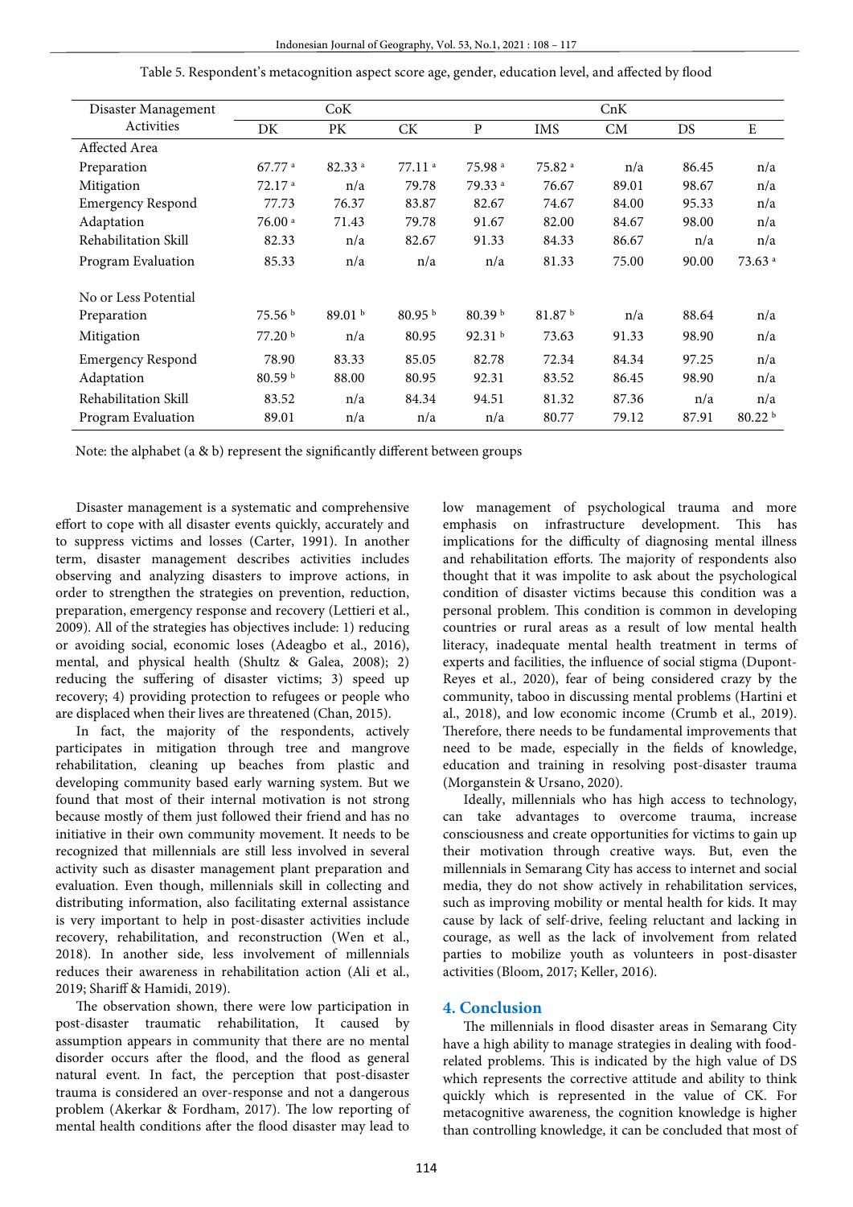Table 5. Respondent's metacognition aspect score age, gender, education level, and affected by flood

| Disaster Management Activities | CoK | | | CnK | | | | |
|---|---|---|---|---|---|---|---|---|
| | DK | PK | CK | P | IMS | CM | DS | E |
| Affected Area | | | | | | | | |
| Preparation | 67.77 [a] | 82.33 [a] | 77.11 [a] | 75.98 [a] | 75.82 [a] | n/a | 86.45 | n/a |
| Mitigation | 72.17 [a] | n/a | 79.78 | 79.33 [a] | 76.67 | 89.01 | 98.67 | n/a |
| Emergency Respond | 77.73 | 76.37 | 83.87 | 82.67 | 74.67 | 84.00 | 95.33 | n/a |
| Adaptation | 76.00 [a] | 71.43 | 79.78 | 91.67 | 82.00 | 84.67 | 98.00 | n/a |
| Rehabilitation Skill | 82.33 | n/a | 82.67 | 91.33 | 84.33 | 86.67 | n/a | n/a |
| Program Evaluation | 85.33 | n/a | n/a | n/a | 81.33 | 75.00 | 90.00 | 73.63 [a] |
| No or Less Potential | | | | | | | | |
| Preparation | 75.56 [b] | 89.01 [b] | 80.95 [b] | 80.39 [b] | 81.87 [b] | n/a | 88.64 | n/a |
| Mitigation | 77.20 [b] | n/a | 80.95 | 92.31 [b] | 73.63 | 91.33 | 98.90 | n/a |
| Emergency Respond | 78.90 | 83.33 | 85.05 | 82.78 | 72.34 | 84.34 | 97.25 | n/a |
| Adaptation | 80.59 [b] | 88.00 | 80.95 | 92.31 | 83.52 | 86.45 | 98.90 | n/a |
| Rehabilitation Skill | 83.52 | n/a | 84.34 | 94.51 | 81.32 | 87.36 | n/a | n/a |
| Program Evaluation | 89.01 | n/a | n/a | n/a | 80.77 | 79.12 | 87.91 | 80.22 [b] |

Note: the alphabet (a & b) represent the significantly different between groups

Disaster management is a systematic and comprehensive effort to cope with all disaster events quickly, accurately and to suppress victims and losses (Carter, 1991). In another term, disaster management describes activities includes observing and analyzing disasters to improve actions, in order to strengthen the strategies on prevention, reduction, preparation, emergency response and recovery (Lettieri et al., 2009). All of the strategies has objectives include: 1) reducing or avoiding social, economic loses (Adeagbo et al., 2016), mental, and physical health (Shultz & Galea, 2008); 2) reducing the suffering of disaster victims; 3) speed up recovery; 4) providing protection to refugees or people who are displaced when their lives are threatened (Chan, 2015).

In fact, the majority of the respondents, actively participates in mitigation through tree and mangrove rehabilitation, cleaning up beaches from plastic and developing community based early warning system. But we found that most of their internal motivation is not strong because mostly of them just followed their friend and has no initiative in their own community movement. It needs to be recognized that millennials are still less involved in several activity such as disaster management plant preparation and evaluation. Even though, millennials skill in collecting and distributing information, also facilitating external assistance is very important to help in post-disaster activities include recovery, rehabilitation, and reconstruction (Wen et al., 2018). In another side, less involvement of millennials reduces their awareness in rehabilitation action (Ali et al., 2019; Shariff & Hamidi, 2019).

The observation shown, there were low participation in post-disaster traumatic rehabilitation, It caused by assumption appears in community that there are no mental disorder occurs after the flood, and the flood as general natural event. In fact, the perception that post-disaster trauma is considered an over-response and not a dangerous problem (Akerkar & Fordham, 2017). The low reporting of mental health conditions after the flood disaster may lead to low management of psychological trauma and more emphasis on infrastructure development. This has implications for the difficulty of diagnosing mental illness and rehabilitation efforts. The majority of respondents also thought that it was impolite to ask about the psychological condition of disaster victims because this condition was a personal problem. This condition is common in developing countries or rural areas as a result of low mental health literacy, inadequate mental health treatment in terms of experts and facilities, the influence of social stigma (Dupont-Reyes et al., 2020), fear of being considered crazy by the community, taboo in discussing mental problems (Hartini et al., 2018), and low economic income (Crumb et al., 2019). Therefore, there needs to be fundamental improvements that need to be made, especially in the fields of knowledge, education and training in resolving post-disaster trauma (Morganstein & Ursano, 2020).

Ideally, millennials who has high access to technology, can take advantages to overcome trauma, increase consciousness and create opportunities for victims to gain up their motivation through creative ways. But, even the millennials in Semarang City has access to internet and social media, they do not show actively in rehabilitation services, such as improving mobility or mental health for kids. It may cause by lack of self-drive, feeling reluctant and lacking in courage, as well as the lack of involvement from related parties to mobilize youth as volunteers in post-disaster activities (Bloom, 2017; Keller, 2016).

## 4. Conclusion

The millennials in flood disaster areas in Semarang City have a high ability to manage strategies in dealing with food-related problems. This is indicated by the high value of DS which represents the corrective attitude and ability to think quickly which is represented in the value of CK. For metacognitive awareness, the cognition knowledge is higher than controlling knowledge, it can be concluded that most of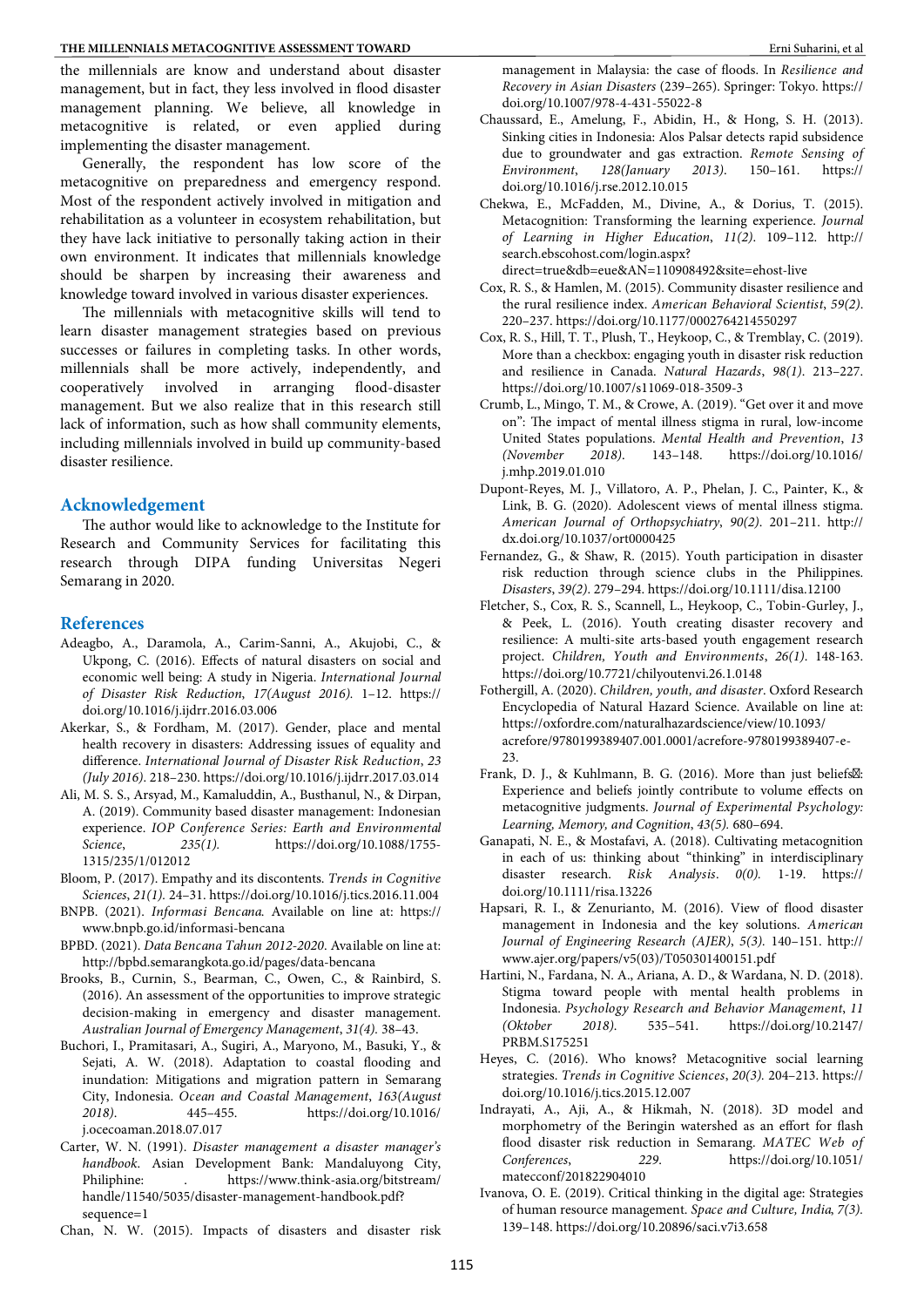the millennials are know and understand about disaster management, but in fact, they less involved in flood disaster management planning. We believe, all knowledge in metacognitive is related, or even applied during implementing the disaster management.

Generally, the respondent has low score of the metacognitive on preparedness and emergency respond. Most of the respondent actively involved in mitigation and rehabilitation as a volunteer in ecosystem rehabilitation, but they have lack initiative to personally taking action in their own environment. It indicates that millennials knowledge should be sharpen by increasing their awareness and knowledge toward involved in various disaster experiences.

The millennials with metacognitive skills will tend to learn disaster management strategies based on previous successes or failures in completing tasks. In other words, millennials shall be more actively, independently, and cooperatively involved in arranging flood-disaster management. But we also realize that in this research still lack of information, such as how shall community elements, including millennials involved in build up community-based disaster resilience.

## Acknowledgement

The author would like to acknowledge to the Institute for Research and Community Services for facilitating this research through DIPA funding Universitas Negeri Semarang in 2020.

## References

Adeagbo, A., Daramola, A., Carim-Sanni, A., Akujobi, C., & Ukpong, C. (2016). Effects of natural disasters on social and economic well being: A study in Nigeria. *International Journal of Disaster Risk Reduction*, *17(August 2016)*. 1–12. https://doi.org/10.1016/j.ijdrr.2016.03.006

Akerkar, S., & Fordham, M. (2017). Gender, place and mental health recovery in disasters: Addressing issues of equality and difference. *International Journal of Disaster Risk Reduction*, *23 (July 2016)*. 218–230. https://doi.org/10.1016/j.ijdrr.2017.03.014

Ali, M. S. S., Arsyad, M., Kamaluddin, A., Busthanul, N., & Dirpan, A. (2019). Community based disaster management: Indonesian experience. *IOP Conference Series: Earth and Environmental Science*, *235(1)*. https://doi.org/10.1088/1755-1315/235/1/012012

Bloom, P. (2017). Empathy and its discontents. *Trends in Cognitive Sciences*, *21(1)*. 24–31. https://doi.org/10.1016/j.tics.2016.11.004

BNPB. (2021). *Informasi Bencana*. Available on line at: https://www.bnpb.go.id/informasi-bencana

BPBD. (2021). *Data Bencana Tahun 2012-2020*. Available on line at: http://bpbd.semarangkota.go.id/pages/data-bencana

Brooks, B., Curnin, S., Bearman, C., Owen, C., & Rainbird, S. (2016). An assessment of the opportunities to improve strategic decision-making in emergency and disaster management. *Australian Journal of Emergency Management*, *31(4)*. 38–43.

Buchori, I., Pramitasari, A., Sugiri, A., Maryono, M., Basuki, Y., & Sejati, A. W. (2018). Adaptation to coastal flooding and inundation: Mitigations and migration pattern in Semarang City, Indonesia. *Ocean and Coastal Management*, *163(August 2018)*. 445–455. https://doi.org/10.1016/j.ocecoaman.2018.07.017

Carter, W. N. (1991). *Disaster management a disaster manager's handbook*. Asian Development Bank: Mandaluyong City, Philiphine: . https://www.think-asia.org/bitstream/handle/11540/5035/disaster-management-handbook.pdf?sequence=1

Chan, N. W. (2015). Impacts of disasters and disaster risk management in Malaysia: the case of floods. In *Resilience and Recovery in Asian Disasters* (239–265). Springer: Tokyo. https://doi.org/10.1007/978-4-431-55022-8

Chaussard, E., Amelung, F., Abidin, H., & Hong, S. H. (2013). Sinking cities in Indonesia: Alos Palsar detects rapid subsidence due to groundwater and gas extraction. *Remote Sensing of Environment*, *128(January 2013)*. 150–161. https://doi.org/10.1016/j.rse.2012.10.015

Chekwa, E., McFadden, M., Divine, A., & Dorius, T. (2015). Metacognition: Transforming the learning experience. *Journal of Learning in Higher Education*, *11(2)*. 109–112. http://search.ebscohost.com/login.aspx?direct=true&db=eue&AN=110908492&site=ehost-live

Cox, R. S., & Hamlen, M. (2015). Community disaster resilience and the rural resilience index. *American Behavioral Scientist*, *59(2)*. 220–237. https://doi.org/10.1177/0002764214550297

Cox, R. S., Hill, T. T., Plush, T., Heykoop, C., & Tremblay, C. (2019). More than a checkbox: engaging youth in disaster risk reduction and resilience in Canada. *Natural Hazards*, *98(1)*. 213–227. https://doi.org/10.1007/s11069-018-3509-3

Crumb, L., Mingo, T. M., & Crowe, A. (2019). "Get over it and move on": The impact of mental illness stigma in rural, low-income United States populations. *Mental Health and Prevention*, *13 (November 2018)*. 143–148. https://doi.org/10.1016/j.mhp.2019.01.010

Dupont-Reyes, M. J., Villatoro, A. P., Phelan, J. C., Painter, K., & Link, B. G. (2020). Adolescent views of mental illness stigma. *American Journal of Orthopsychiatry*, *90(2)*. 201–211. http://dx.doi.org/10.1037/ort0000425

Fernandez, G., & Shaw, R. (2015). Youth participation in disaster risk reduction through science clubs in the Philippines. *Disasters*, *39(2)*. 279–294. https://doi.org/10.1111/disa.12100

Fletcher, S., Cox, R. S., Scannell, L., Heykoop, C., Tobin-Gurley, J., & Peek, L. (2016). Youth creating disaster recovery and resilience: A multi-site arts-based youth engagement research project. *Children, Youth and Environments*, *26(1)*. 148-163. https://doi.org/10.7721/chilyoutenvi.26.1.0148

Fothergill, A. (2020). *Children, youth, and disaster*. Oxford Research Encyclopedia of Natural Hazard Science. Available on line at: https://oxfordre.com/naturalhazardscience/view/10.1093/acrefore/9780199389407.001.0001/acrefore-9780199389407-e-23.

Frank, D. J., & Kuhlmann, B. G. (2016). More than just beliefs: Experience and beliefs jointly contribute to volume effects on metacognitive judgments. *Journal of Experimental Psychology: Learning, Memory, and Cognition*, *43(5)*. 680–694.

Ganapati, N. E., & Mostafavi, A. (2018). Cultivating metacognition in each of us: thinking about "thinking" in interdisciplinary disaster research. *Risk Analysis*. *0(0)*. 1-19. https://doi.org/10.1111/risa.13226

Hapsari, R. I., & Zenurianto, M. (2016). View of flood disaster management in Indonesia and the key solutions. *American Journal of Engineering Research (AJER)*, *5(3)*. 140–151. http://www.ajer.org/papers/v5(03)/T050301400151.pdf

Hartini, N., Fardana, N. A., Ariana, A. D., & Wardana, N. D. (2018). Stigma toward people with mental health problems in Indonesia. *Psychology Research and Behavior Management*, *11 (Oktober 2018)*. 535–541. https://doi.org/10.2147/PRBM.S175251

Heyes, C. (2016). Who knows? Metacognitive social learning strategies. *Trends in Cognitive Sciences*, *20(3)*. 204–213. https://doi.org/10.1016/j.tics.2015.12.007

Indrayati, A., Aji, A., & Hikmah, N. (2018). 3D model and morphometry of the Beringin watershed as an effort for flash flood disaster risk reduction in Semarang. *MATEC Web of Conferences*, *229*. https://doi.org/10.1051/matecconf/201822904010

Ivanova, O. E. (2019). Critical thinking in the digital age: Strategies of human resource management. *Space and Culture, India*, *7(3)*. 139–148. https://doi.org/10.20896/saci.v7i3.658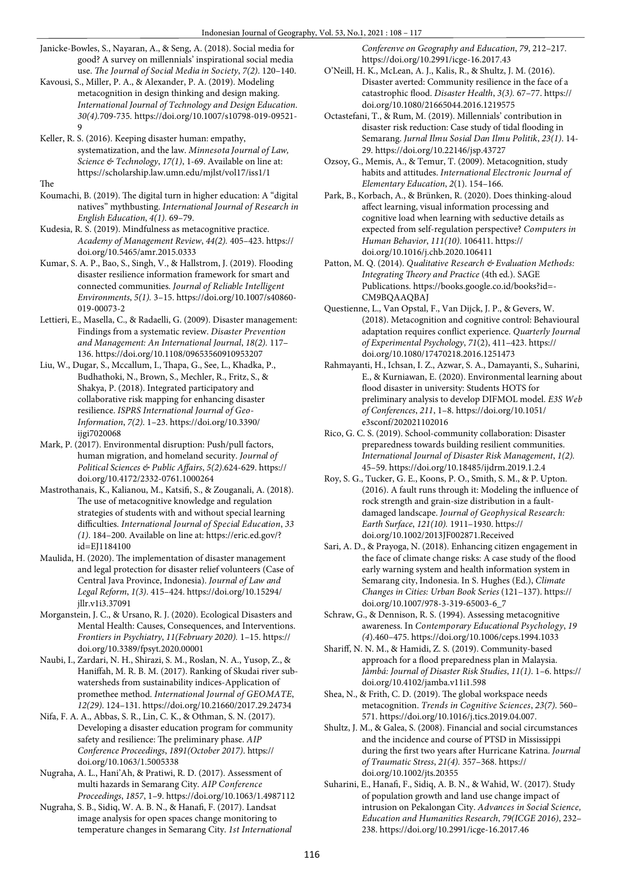Janicke-Bowles, S., Nayaran, A., & Seng, A. (2018). Social media for good? A survey on millennials' inspirational social media use. *The Journal of Social Media in Society*, *7(2)*. 120–140.

Kavousi, S., Miller, P. A., & Alexander, P. A. (2019). Modeling metacognition in design thinking and design making. *International Journal of Technology and Design Education*. *30(4)*.709-735. https://doi.org/10.1007/s10798-019-09521-9

Keller, R. S. (2016). Keeping disaster human: empathy, systematization, and the law. *Minnesota Journal of Law, Science & Technology*, *17(1)*, 1-69. Available on line at: https://scholarship.law.umn.edu/mjlst/vol17/iss1/1

The

Koumachi, B. (2019). The digital turn in higher education: A "digital natives" mythbusting. *International Journal of Research in English Education*, *4(1)*. 69–79.

Kudesia, R. S. (2019). Mindfulness as metacognitive practice. *Academy of Management Review*, *44(2)*. 405–423. https://doi.org/10.5465/amr.2015.0333

Kumar, S. A. P., Bao, S., Singh, V., & Hallstrom, J. (2019). Flooding disaster resilience information framework for smart and connected communities. *Journal of Reliable Intelligent Environments*, *5(1)*. 3–15. https://doi.org/10.1007/s40860-019-00073-2

Lettieri, E., Masella, C., & Radaelli, G. (2009). Disaster management: Findings from a systematic review. *Disaster Prevention and Management: An International Journal*, *18(2)*. 117–136. https://doi.org/10.1108/09653560910953207

Liu, W., Dugar, S., Mccallum, I., Thapa, G., See, L., Khadka, P., Budhathoki, N., Brown, S., Mechler, R., Fritz, S., & Shakya, P. (2018). Integrated participatory and collaborative risk mapping for enhancing disaster resilience. *ISPRS International Journal of Geo-Information*, *7(2)*. 1–23. https://doi.org/10.3390/ijgi7020068

Mark, P. (2017). Environmental disruption: Push/pull factors, human migration, and homeland security. *Journal of Political Sciences & Public Affairs*, *5(2)*.624-629. https://doi.org/10.4172/2332-0761.1000264

Mastrothanais, K., Kalianou, M., Katsifi, S., & Zouganali, A. (2018). The use of metacognitive knowledge and regulation strategies of students with and without special learning difficulties. *International Journal of Special Education*, *33 (1)*. 184–200. Available on line at: https://eric.ed.gov/?id=EJ1184100

Maulida, H. (2020). The implementation of disaster management and legal protection for disaster relief volunteers (Case of Central Java Province, Indonesia). *Journal of Law and Legal Reform*, *1(3)*. 415–424. https://doi.org/10.15294/jllr.v1i3.37091

Morganstein, J. C., & Ursano, R. J. (2020). Ecological Disasters and Mental Health: Causes, Consequences, and Interventions. *Frontiers in Psychiatry*, *11(February 2020)*. 1–15. https://doi.org/10.3389/fpsyt.2020.00001

Naubi, I., Zardari, N. H., Shirazi, S. M., Roslan, N. A., Yusop, Z., & Haniffah, M. R. B. M. (2017). Ranking of Skudai river sub-watersheds from sustainability indices-Application of promethee method. *International Journal of GEOMATE*, *12(29)*. 124–131. https://doi.org/10.21660/2017.29.24734

Nifa, F. A. A., Abbas, S. R., Lin, C. K., & Othman, S. N. (2017). Developing a disaster education program for community safety and resilience: The preliminary phase. *AIP Conference Proceedings*, *1891(October 2017)*. https://doi.org/10.1063/1.5005338

Nugraha, A. L., Hani'Ah, & Pratiwi, R. D. (2017). Assessment of multi hazards in Semarang City. *AIP Conference Proceedings*, *1857*, 1–9. https://doi.org/10.1063/1.4987112

Nugraha, S. B., Sidiq, W. A. B. N., & Hanafi, F. (2017). Landsat image analysis for open spaces change monitoring to temperature changes in Semarang City. *1st International Conferenve on Geography and Education*, *79*, 212–217. https://doi.org/10.2991/icge-16.2017.43

O'Neill, H. K., McLean, A. J., Kalis, R., & Shultz, J. M. (2016). Disaster averted: Community resilience in the face of a catastrophic flood. *Disaster Health*, *3(3)*. 67–77. https://doi.org/10.1080/21665044.2016.1219575

Octastefani, T., & Rum, M. (2019). Millennials' contribution in disaster risk reduction: Case study of tidal flooding in Semarang. *Jurnal Ilmu Sosial Dan Ilmu Politik*, *23(1)*. 14-29. https://doi.org/10.22146/jsp.43727

Ozsoy, G., Memis, A., & Temur, T. (2009). Metacognition, study habits and attitudes. *International Electronic Journal of Elementary Education*, *2*(1). 154–166.

Park, B., Korbach, A., & Brünken, R. (2020). Does thinking-aloud affect learning, visual information processing and cognitive load when learning with seductive details as expected from self-regulation perspective? *Computers in Human Behavior*, *111(10)*. 106411. https://doi.org/10.1016/j.chb.2020.106411

Patton, M. Q. (2014). *Qualitative Research & Evaluation Methods: Integrating Theory and Practice* (4th ed.). SAGE Publications. https://books.google.co.id/books?id=-CM9BQAAQBAJ

Questienne, L., Van Opstal, F., Van Dijck, J. P., & Gevers, W. (2018). Metacognition and cognitive control: Behavioural adaptation requires conflict experience. *Quarterly Journal of Experimental Psychology*, *71*(2), 411–423. https://doi.org/10.1080/17470218.2016.1251473

Rahmayanti, H., Ichsan, I. Z., Azwar, S. A., Damayanti, S., Suharini, E., & Kurniawan, E. (2020). Environmental learning about flood disaster in university: Students HOTS for preliminary analysis to develop DIFMOL model. *E3S Web of Conferences*, *211*, 1–8. https://doi.org/10.1051/e3sconf/202021102016

Rico, G. C. S. (2019). School-community collaboration: Disaster preparedness towards building resilient communities. *International Journal of Disaster Risk Management*, *1(2)*. 45–59. https://doi.org/10.18485/ijdrm.2019.1.2.4

Roy, S. G., Tucker, G. E., Koons, P. O., Smith, S. M., & P. Upton. (2016). A fault runs through it: Modeling the influence of rock strength and grain-size distribution in a fault-damaged landscape. *Journal of Geophysical Research: Earth Surface*, *121(10)*. 1911–1930. https://doi.org/10.1002/2013JF002871.Received

Sari, A. D., & Prayoga, N. (2018). Enhancing citizen engagement in the face of climate change risks: A case study of the flood early warning system and health information system in Semarang city, Indonesia. In S. Hughes (Ed.), *Climate Changes in Cities: Urban Book Series* (121–137). https://doi.org/10.1007/978-3-319-65003-6_7

Schraw, G., & Dennison, R. S. (1994). Assessing metacognitive awareness. In *Contemporary Educational Psychology*, *19 (4)*.460–475. https://doi.org/10.1006/ceps.1994.1033

Shariff, N. N. M., & Hamidi, Z. S. (2019). Community-based approach for a flood preparedness plan in Malaysia. *Jàmbá: Journal of Disaster Risk Studies*, *11(1)*. 1–6. https://doi.org/10.4102/jamba.v11i1.598

Shea, N., & Frith, C. D. (2019). The global workspace needs metacognition. *Trends in Cognitive Sciences*, *23(7)*. 560–571. https://doi.org/10.1016/j.tics.2019.04.007.

Shultz, J. M., & Galea, S. (2008). Financial and social circumstances and the incidence and course of PTSD in Mississippi during the first two years after Hurricane Katrina. *Journal of Traumatic Stress*, *21(4)*. 357–368. https://doi.org/10.1002/jts.20355

Suharini, E., Hanafi, F., Sidiq, A. B. N., & Wahid, W. (2017). Study of population growth and land use change impact of intrusion on Pekalongan City. *Advances in Social Science, Education and Humanities Research*, *79(ICGE 2016)*, 232–238. https://doi.org/10.2991/icge-16.2017.46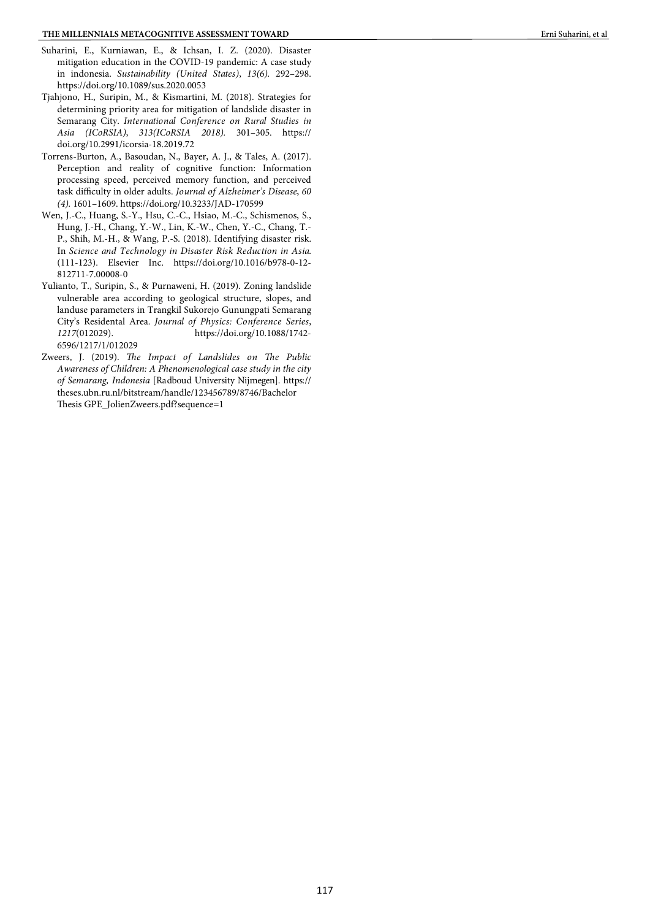Suharini, E., Kurniawan, E., & Ichsan, I. Z. (2020). Disaster mitigation education in the COVID-19 pandemic: A case study in indonesia. *Sustainability (United States)*, *13(6).* 292–298. https://doi.org/10.1089/sus.2020.0053

Tjahjono, H., Suripin, M., & Kismartini, M. (2018). Strategies for determining priority area for mitigation of landslide disaster in Semarang City. *International Conference on Rural Studies in Asia (ICoRSIA)*, *313(ICoRSIA 2018).* 301–305. https://doi.org/10.2991/icorsia-18.2019.72

Torrens-Burton, A., Basoudan, N., Bayer, A. J., & Tales, A. (2017). Perception and reality of cognitive function: Information processing speed, perceived memory function, and perceived task difficulty in older adults. *Journal of Alzheimer's Disease*, *60 (4).* 1601–1609. https://doi.org/10.3233/JAD-170599

Wen, J.-C., Huang, S.-Y., Hsu, C.-C., Hsiao, M.-C., Schismenos, S., Hung, J.-H., Chang, Y.-W., Lin, K.-W., Chen, Y.-C., Chang, T.-P., Shih, M.-H., & Wang, P.-S. (2018). Identifying disaster risk. In *Science and Technology in Disaster Risk Reduction in Asia*. (111-123). Elsevier Inc. https://doi.org/10.1016/b978-0-12-812711-7.00008-0

Yulianto, T., Suripin, S., & Purnaweni, H. (2019). Zoning landslide vulnerable area according to geological structure, slopes, and landuse parameters in Trangkil Sukorejo Gunungpati Semarang City's Residental Area. *Journal of Physics: Conference Series*, *1217*(012029). https://doi.org/10.1088/1742-6596/1217/1/012029

Zweers, J. (2019). *The Impact of Landslides on The Public Awareness of Children: A Phenomenological case study in the city of Semarang, Indonesia* [Radboud University Nijmegen]. https://theses.ubn.ru.nl/bitstream/handle/123456789/8746/Bachelor Thesis GPE_JolienZweers.pdf?sequence=1